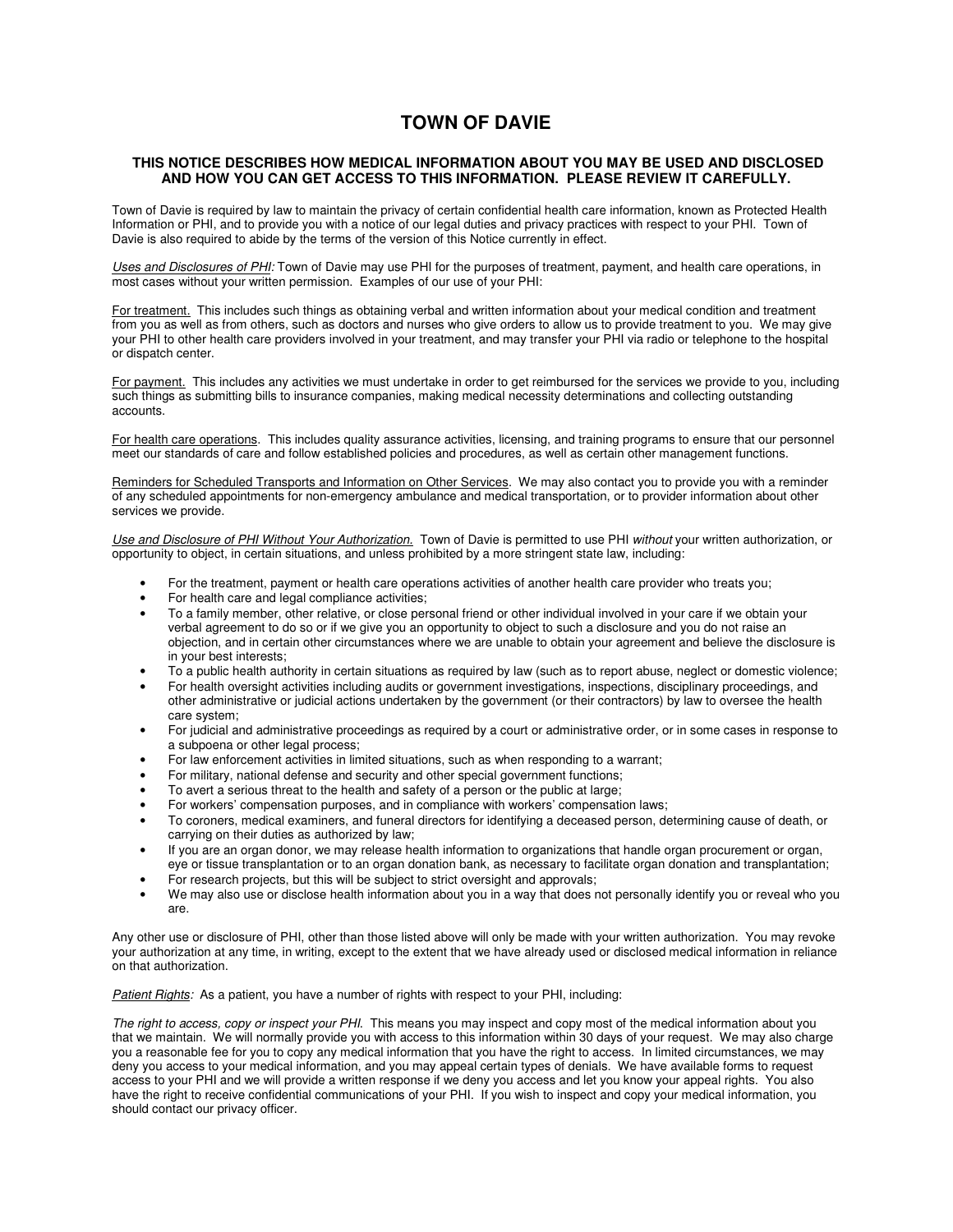# TOWN OF DAVIE

## THIS NOTICE DESCRIBES HOW MEDICAL INFORMATION ABOUT YOU MAY BE USED AND DISCLOSED AND HOW YOU CAN GET ACCESS TO THIS INFORMATION. PLEASE REVIEW IT CAREFULLY.

Town of Davie is required by law to maintain the privacy of certain confidential health care information, known as Protected Health Information or PHI, and to provide you with a notice of our legal duties and privacy practices with respect to your PHI. Town of Davie is also required to abide by the terms of the version of this Notice currently in effect.

*Uses and Disclosures of PHI:* Town of Davie may use PHI for the purposes of treatment, payment, and health care operations, in most cases without your written permission. Examples of our use of your PHI:

For treatment. This includes such things as obtaining verbal and written information about your medical condition and treatment from you as well as from others, such as doctors and nurses who give orders to allow us to provide treatment to you. We may give your PHI to other health care providers involved in your treatment, and may transfer your PHI via radio or telephone to the hospital or dispatch center.

For payment. This includes any activities we must undertake in order to get reimbursed for the services we provide to you, including such things as submitting bills to insurance companies, making medical necessity determinations and collecting outstanding accounts.

For health care operations. This includes quality assurance activities, licensing, and training programs to ensure that our personnel meet our standards of care and follow established policies and procedures, as well as certain other management functions.

Reminders for Scheduled Transports and Information on Other Services. We may also contact you to provide you with a reminder of any scheduled appointments for non-emergency ambulance and medical transportation, or to provider information about other services we provide.

*Use and Disclosure of PHI Without Your Authorization.* Town of Davie is permitted to use PHI *without* your written authorization, or opportunity to object, in certain situations, and unless prohibited by a more stringent state law, including:

- For the treatment, payment or health care operations activities of another health care provider who treats you;
- For health care and legal compliance activities;
- To a family member, other relative, or close personal friend or other individual involved in your care if we obtain your verbal agreement to do so or if we give you an opportunity to object to such a disclosure and you do not raise an objection, and in certain other circumstances where we are unable to obtain your agreement and believe the disclosure is in your best interests;
- To a public health authority in certain situations as required by law (such as to report abuse, neglect or domestic violence;
- For health oversight activities including audits or government investigations, inspections, disciplinary proceedings, and other administrative or judicial actions undertaken by the government (or their contractors) by law to oversee the health care system;
- For judicial and administrative proceedings as required by a court or administrative order, or in some cases in response to a subpoena or other legal process;
- For law enforcement activities in limited situations, such as when responding to a warrant;
- For military, national defense and security and other special government functions;
- To avert a serious threat to the health and safety of a person or the public at large;
- For workers' compensation purposes, and in compliance with workers' compensation laws;
- To coroners, medical examiners, and funeral directors for identifying a deceased person, determining cause of death, or carrying on their duties as authorized by law;
- If you are an organ donor, we may release health information to organizations that handle organ procurement or organ, eye or tissue transplantation or to an organ donation bank, as necessary to facilitate organ donation and transplantation;
- For research projects, but this will be subject to strict oversight and approvals;
- We may also use or disclose health information about you in a way that does not personally identify you or reveal who you are.

Any other use or disclosure of PHI, other than those listed above will only be made with your written authorization. You may revoke your authorization at any time, in writing, except to the extent that we have already used or disclosed medical information in reliance on that authorization.

*Patient Rights:* As a patient, you have a number of rights with respect to your PHI, including:

*The right to access, copy or inspect your PHI.* This means you may inspect and copy most of the medical information about you that we maintain. We will normally provide you with access to this information within 30 days of your request. We may also charge you a reasonable fee for you to copy any medical information that you have the right to access. In limited circumstances, we may deny you access to your medical information, and you may appeal certain types of denials. We have available forms to request access to your PHI and we will provide a written response if we deny you access and let you know your appeal rights. You also have the right to receive confidential communications of your PHI. If you wish to inspect and copy your medical information, you should contact our privacy officer.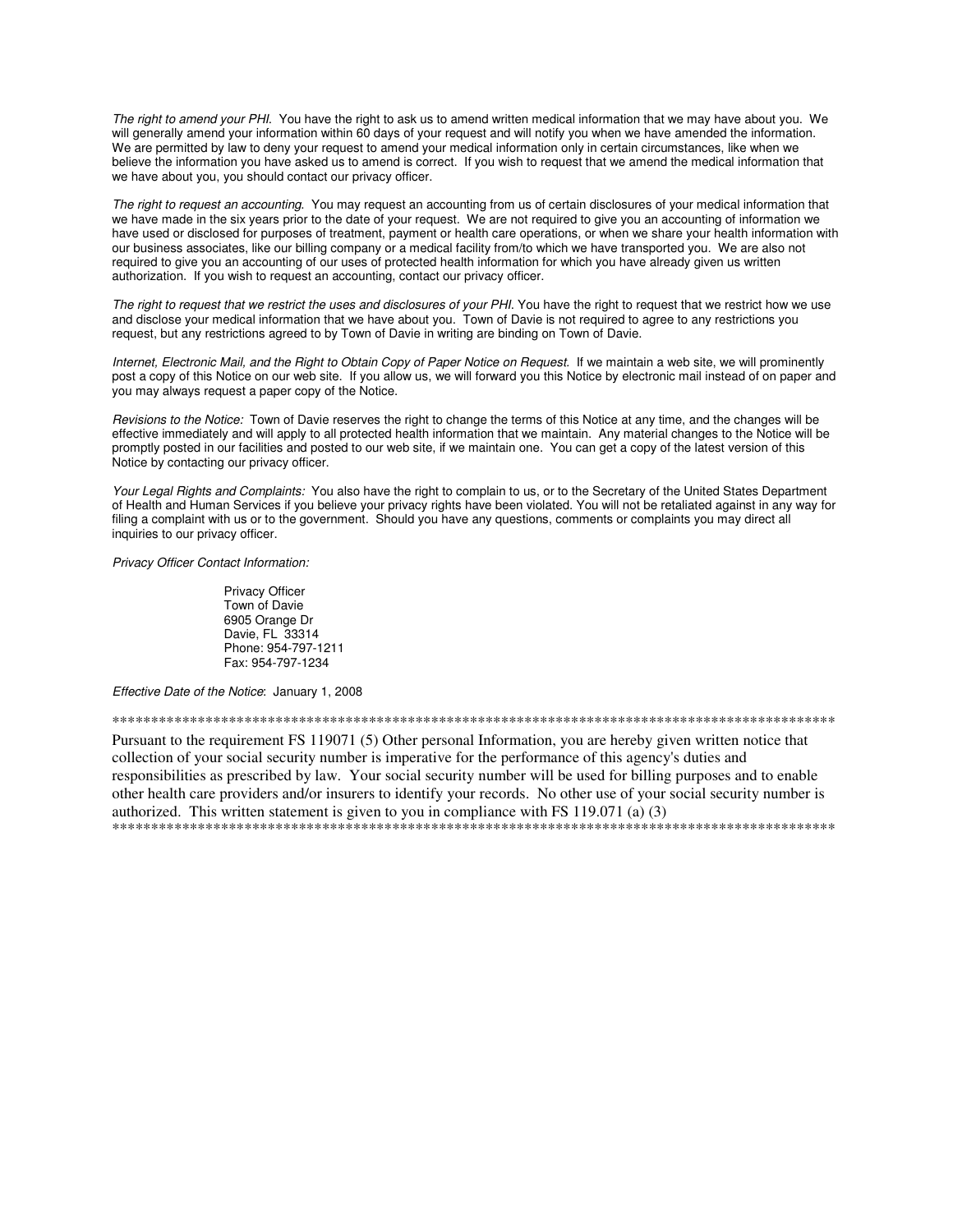*The right to amend your PHI.* You have the right to ask us to amend written medical information that we may have about you. We will generally amend your information within 60 days of your request and will notify you when we have amended the information. We are permitted by law to deny your request to amend your medical information only in certain circumstances, like when we believe the information you have asked us to amend is correct. If you wish to request that we amend the medical information that we have about you, you should contact our privacy officer.

*The right to request an accounting.* You may request an accounting from us of certain disclosures of your medical information that we have made in the six years prior to the date of your request. We are not required to give you an accounting of information we have used or disclosed for purposes of treatment, payment or health care operations, or when we share your health information with our business associates, like our billing company or a medical facility from/to which we have transported you. We are also not required to give you an accounting of our uses of protected health information for which you have already given us written authorization. If you wish to request an accounting, contact our privacy officer.

*The right to request that we restrict the uses and disclosures of your PHI.* You have the right to request that we restrict how we use and disclose your medical information that we have about you. Town of Davie is not required to agree to any restrictions you request, but any restrictions agreed to by Town of Davie in writing are binding on Town of Davie.

*Internet, Electronic Mail, and the Right to Obtain Copy of Paper Notice on Request.* If we maintain a web site, we will prominently post a copy of this Notice on our web site. If you allow us, we will forward you this Notice by electronic mail instead of on paper and you may always request a paper copy of the Notice.

*Revisions to the Notice:* Town of Davie reserves the right to change the terms of this Notice at any time, and the changes will be effective immediately and will apply to all protected health information that we maintain. Any material changes to the Notice will be promptly posted in our facilities and posted to our web site, if we maintain one. You can get a copy of the latest version of this Notice by contacting our privacy officer.

*Your Legal Rights and Complaints:* You also have the right to complain to us, or to the Secretary of the United States Department of Health and Human Services if you believe your privacy rights have been violated. You will not be retaliated against in any way for filing a complaint with us or to the government. Should you have any questions, comments or complaints you may direct all inquiries to our privacy officer.

*Privacy Officer Contact Information:*

Privacy Officer
Town of Davie
6905 Orange Dr
Davie, FL 33314
Phone: 954-797-1211
Fax: 954-797-1234

*Effective Date of the Notice*: January 1, 2008

*************************************************************************************************

Pursuant to the requirement FS 119071 (5) Other personal Information, you are hereby given written notice that collection of your social security number is imperative for the performance of this agency's duties and responsibilities as prescribed by law. Your social security number will be used for billing purposes and to enable other health care providers and/or insurers to identify your records. No other use of your social security number is authorized. This written statement is given to you in compliance with FS 119.071 (a) (3)

*************************************************************************************************